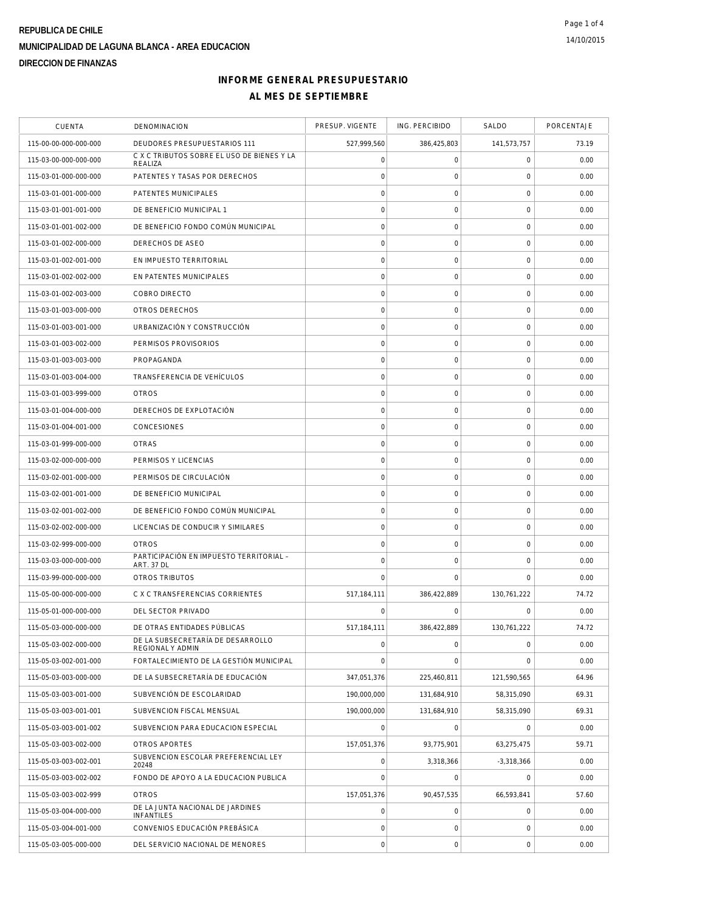**REPUBLICA DE CHILE**

**MUNICIPALIDAD DE LAGUNA BLANCA - AREA EDUCACION**

**DIRECCION DE FINANZAS**

14/10/2015

## INFORME GENERAL PRESUPUESTARIO
## AL MES DE SEPTIEMBRE

| CUENTA | DENOMINACION | PRESUP. VIGENTE | ING. PERCIBIDO | SALDO | PORCENTAJE |
|---|---|---|---|---|---|
| 115-00-00-000-000-000 | DEUDORES PRESUPUESTARIOS 111 | 527,999,560 | 386,425,803 | 141,573,757 | 73.19 |
| 115-03-00-000-000-000 | C X C TRIBUTOS SOBRE EL USO DE BIENES Y LA REALIZA | 0 | 0 | 0 | 0.00 |
| 115-03-01-000-000-000 | PATENTES Y TASAS POR DERECHOS | 0 | 0 | 0 | 0.00 |
| 115-03-01-001-000-000 | PATENTES MUNICIPALES | 0 | 0 | 0 | 0.00 |
| 115-03-01-001-001-000 | DE BENEFICIO MUNICIPAL 1 | 0 | 0 | 0 | 0.00 |
| 115-03-01-001-002-000 | DE BENEFICIO FONDO COMÚN MUNICIPAL | 0 | 0 | 0 | 0.00 |
| 115-03-01-002-000-000 | DERECHOS DE ASEO | 0 | 0 | 0 | 0.00 |
| 115-03-01-002-001-000 | EN IMPUESTO TERRITORIAL | 0 | 0 | 0 | 0.00 |
| 115-03-01-002-002-000 | EN PATENTES MUNICIPALES | 0 | 0 | 0 | 0.00 |
| 115-03-01-002-003-000 | COBRO DIRECTO | 0 | 0 | 0 | 0.00 |
| 115-03-01-003-000-000 | OTROS DERECHOS | 0 | 0 | 0 | 0.00 |
| 115-03-01-003-001-000 | URBANIZACIÓN Y CONSTRUCCIÓN | 0 | 0 | 0 | 0.00 |
| 115-03-01-003-002-000 | PERMISOS PROVISORIOS | 0 | 0 | 0 | 0.00 |
| 115-03-01-003-003-000 | PROPAGANDA | 0 | 0 | 0 | 0.00 |
| 115-03-01-003-004-000 | TRANSFERENCIA DE VEHÍCULOS | 0 | 0 | 0 | 0.00 |
| 115-03-01-003-999-000 | OTROS | 0 | 0 | 0 | 0.00 |
| 115-03-01-004-000-000 | DERECHOS DE EXPLOTACIÓN | 0 | 0 | 0 | 0.00 |
| 115-03-01-004-001-000 | CONCESIONES | 0 | 0 | 0 | 0.00 |
| 115-03-01-999-000-000 | OTRAS | 0 | 0 | 0 | 0.00 |
| 115-03-02-000-000-000 | PERMISOS Y LICENCIAS | 0 | 0 | 0 | 0.00 |
| 115-03-02-001-000-000 | PERMISOS DE CIRCULACIÓN | 0 | 0 | 0 | 0.00 |
| 115-03-02-001-001-000 | DE BENEFICIO MUNICIPAL | 0 | 0 | 0 | 0.00 |
| 115-03-02-001-002-000 | DE BENEFICIO FONDO COMÚN MUNICIPAL | 0 | 0 | 0 | 0.00 |
| 115-03-02-002-000-000 | LICENCIAS DE CONDUCIR Y SIMILARES | 0 | 0 | 0 | 0.00 |
| 115-03-02-999-000-000 | OTROS | 0 | 0 | 0 | 0.00 |
| 115-03-03-000-000-000 | PARTICIPACIÓN EN IMPUESTO TERRITORIAL – ART. 37 DL | 0 | 0 | 0 | 0.00 |
| 115-03-99-000-000-000 | OTROS TRIBUTOS | 0 | 0 | 0 | 0.00 |
| 115-05-00-000-000-000 | C X C TRANSFERENCIAS CORRIENTES | 517,184,111 | 386,422,889 | 130,761,222 | 74.72 |
| 115-05-01-000-000-000 | DEL SECTOR PRIVADO | 0 | 0 | 0 | 0.00 |
| 115-05-03-000-000-000 | DE OTRAS ENTIDADES PÚBLICAS | 517,184,111 | 386,422,889 | 130,761,222 | 74.72 |
| 115-05-03-002-000-000 | DE LA SUBSECRETARÍA DE DESARROLLO REGIONAL Y ADMIN | 0 | 0 | 0 | 0.00 |
| 115-05-03-002-001-000 | FORTALECIMIENTO DE LA GESTIÓN MUNICIPAL | 0 | 0 | 0 | 0.00 |
| 115-05-03-003-000-000 | DE LA SUBSECRETARÍA DE EDUCACIÓN | 347,051,376 | 225,460,811 | 121,590,565 | 64.96 |
| 115-05-03-003-001-000 | SUBVENCIÓN DE ESCOLARIDAD | 190,000,000 | 131,684,910 | 58,315,090 | 69.31 |
| 115-05-03-003-001-001 | SUBVENCION FISCAL MENSUAL | 190,000,000 | 131,684,910 | 58,315,090 | 69.31 |
| 115-05-03-003-001-002 | SUBVENCION PARA EDUCACION ESPECIAL | 0 | 0 | 0 | 0.00 |
| 115-05-03-003-002-000 | OTROS APORTES | 157,051,376 | 93,775,901 | 63,275,475 | 59.71 |
| 115-05-03-003-002-001 | SUBVENCION ESCOLAR PREFERENCIAL LEY 20248 | 0 | 3,318,366 | -3,318,366 | 0.00 |
| 115-05-03-003-002-002 | FONDO DE APOYO A LA EDUCACION PUBLICA | 0 | 0 | 0 | 0.00 |
| 115-05-03-003-002-999 | OTROS | 157,051,376 | 90,457,535 | 66,593,841 | 57.60 |
| 115-05-03-004-000-000 | DE LA JUNTA NACIONAL DE JARDINES INFANTILES | 0 | 0 | 0 | 0.00 |
| 115-05-03-004-001-000 | CONVENIOS EDUCACIÓN PREBÁSICA | 0 | 0 | 0 | 0.00 |
| 115-05-03-005-000-000 | DEL SERVICIO NACIONAL DE MENORES | 0 | 0 | 0 | 0.00 |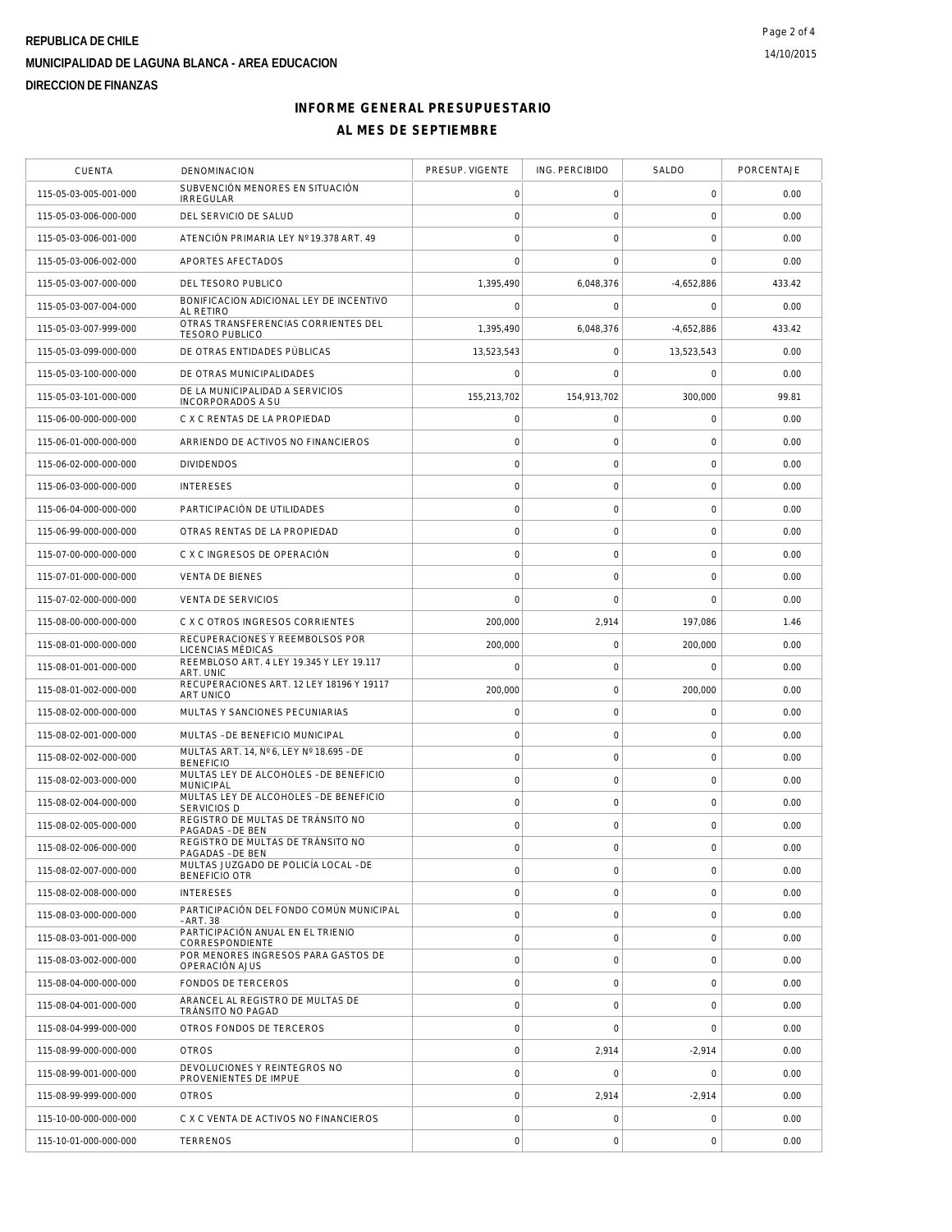**REPUBLICA DE CHILE**

**MUNICIPALIDAD DE LAGUNA BLANCA - AREA EDUCACION**

**DIRECCION DE FINANZAS**

## INFORME GENERAL PRESUPUESTARIO

## AL MES DE SEPTIEMBRE

| CUENTA | DENOMINACION | PRESUP. VIGENTE | ING. PERCIBIDO | SALDO | PORCENTAJE |
|---|---|---|---|---|---|
| 115-05-03-005-001-000 | SUBVENCIÓN MENORES EN SITUACIÓN IRREGULAR | 0 | 0 | 0 | 0.00 |
| 115-05-03-006-000-000 | DEL SERVICIO DE SALUD | 0 | 0 | 0 | 0.00 |
| 115-05-03-006-001-000 | ATENCIÓN PRIMARIA LEY Nº19.378 ART. 49 | 0 | 0 | 0 | 0.00 |
| 115-05-03-006-002-000 | APORTES AFECTADOS | 0 | 0 | 0 | 0.00 |
| 115-05-03-007-000-000 | DEL TESORO PUBLICO | 1,395,490 | 6,048,376 | -4,652,886 | 433.42 |
| 115-05-03-007-004-000 | BONIFICACION ADICIONAL LEY DE INCENTIVO AL RETIRO | 0 | 0 | 0 | 0.00 |
| 115-05-03-007-999-000 | OTRAS TRANSFERENCIAS CORRIENTES DEL TESORO PUBLICO | 1,395,490 | 6,048,376 | -4,652,886 | 433.42 |
| 115-05-03-099-000-000 | DE OTRAS ENTIDADES PÚBLICAS | 13,523,543 | 0 | 13,523,543 | 0.00 |
| 115-05-03-100-000-000 | DE OTRAS MUNICIPALIDADES | 0 | 0 | 0 | 0.00 |
| 115-05-03-101-000-000 | DE LA MUNICIPALIDAD A SERVICIOS INCORPORADOS A SU | 155,213,702 | 154,913,702 | 300,000 | 99.81 |
| 115-06-00-000-000-000 | C X C RENTAS DE LA PROPIEDAD | 0 | 0 | 0 | 0.00 |
| 115-06-01-000-000-000 | ARRIENDO DE ACTIVOS NO FINANCIEROS | 0 | 0 | 0 | 0.00 |
| 115-06-02-000-000-000 | DIVIDENDOS | 0 | 0 | 0 | 0.00 |
| 115-06-03-000-000-000 | INTERESES | 0 | 0 | 0 | 0.00 |
| 115-06-04-000-000-000 | PARTICIPACIÓN DE UTILIDADES | 0 | 0 | 0 | 0.00 |
| 115-06-99-000-000-000 | OTRAS RENTAS DE LA PROPIEDAD | 0 | 0 | 0 | 0.00 |
| 115-07-00-000-000-000 | C X C INGRESOS DE OPERACIÓN | 0 | 0 | 0 | 0.00 |
| 115-07-01-000-000-000 | VENTA DE BIENES | 0 | 0 | 0 | 0.00 |
| 115-07-02-000-000-000 | VENTA DE SERVICIOS | 0 | 0 | 0 | 0.00 |
| 115-08-00-000-000-000 | C X C OTROS INGRESOS CORRIENTES | 200,000 | 2,914 | 197,086 | 1.46 |
| 115-08-01-000-000-000 | RECUPERACIONES Y REEMBOLSOS POR LICENCIAS MÉDICAS | 200,000 | 0 | 200,000 | 0.00 |
| 115-08-01-001-000-000 | REEMBLOSO ART. 4 LEY 19.345 Y LEY 19.117 ART. UNIC | 0 | 0 | 0 | 0.00 |
| 115-08-01-002-000-000 | RECUPERACIONES ART. 12 LEY 18196 Y 19117 ART UNICO | 200,000 | 0 | 200,000 | 0.00 |
| 115-08-02-000-000-000 | MULTAS Y SANCIONES PECUNIARIAS | 0 | 0 | 0 | 0.00 |
| 115-08-02-001-000-000 | MULTAS –DE BENEFICIO MUNICIPAL | 0 | 0 | 0 | 0.00 |
| 115-08-02-002-000-000 | MULTAS ART. 14, Nº 6, LEY Nº 18.695 –DE BENEFICIO | 0 | 0 | 0 | 0.00 |
| 115-08-02-003-000-000 | MULTAS LEY DE ALCOHOLES –DE BENEFICIO MUNICIPAL | 0 | 0 | 0 | 0.00 |
| 115-08-02-004-000-000 | MULTAS LEY DE ALCOHOLES –DE BENEFICIO SERVICIOS D | 0 | 0 | 0 | 0.00 |
| 115-08-02-005-000-000 | REGISTRO DE MULTAS DE TRÁNSITO NO PAGADAS –DE BEN | 0 | 0 | 0 | 0.00 |
| 115-08-02-006-000-000 | REGISTRO DE MULTAS DE TRÁNSITO NO PAGADAS –DE BEN | 0 | 0 | 0 | 0.00 |
| 115-08-02-007-000-000 | MULTAS JUZGADO DE POLICÍA LOCAL –DE BENEFICIO OTR | 0 | 0 | 0 | 0.00 |
| 115-08-02-008-000-000 | INTERESES | 0 | 0 | 0 | 0.00 |
| 115-08-03-000-000-000 | PARTICIPACIÓN DEL FONDO COMÚN MUNICIPAL –ART. 38 | 0 | 0 | 0 | 0.00 |
| 115-08-03-001-000-000 | PARTICIPACIÓN ANUAL EN EL TRIENIO CORRESPONDIENTE | 0 | 0 | 0 | 0.00 |
| 115-08-03-002-000-000 | POR MENORES INGRESOS PARA GASTOS DE OPERACIÓN AJUS | 0 | 0 | 0 | 0.00 |
| 115-08-04-000-000-000 | FONDOS DE TERCEROS | 0 | 0 | 0 | 0.00 |
| 115-08-04-001-000-000 | ARANCEL AL REGISTRO DE MULTAS DE TRÁNSITO NO PAGAD | 0 | 0 | 0 | 0.00 |
| 115-08-04-999-000-000 | OTROS FONDOS DE TERCEROS | 0 | 0 | 0 | 0.00 |
| 115-08-99-000-000-000 | OTROS | 0 | 2,914 | -2,914 | 0.00 |
| 115-08-99-001-000-000 | DEVOLUCIONES Y REINTEGROS NO PROVENIENTES DE IMPUE | 0 | 0 | 0 | 0.00 |
| 115-08-99-999-000-000 | OTROS | 0 | 2,914 | -2,914 | 0.00 |
| 115-10-00-000-000-000 | C X C VENTA DE ACTIVOS NO FINANCIEROS | 0 | 0 | 0 | 0.00 |
| 115-10-01-000-000-000 | TERRENOS | 0 | 0 | 0 | 0.00 |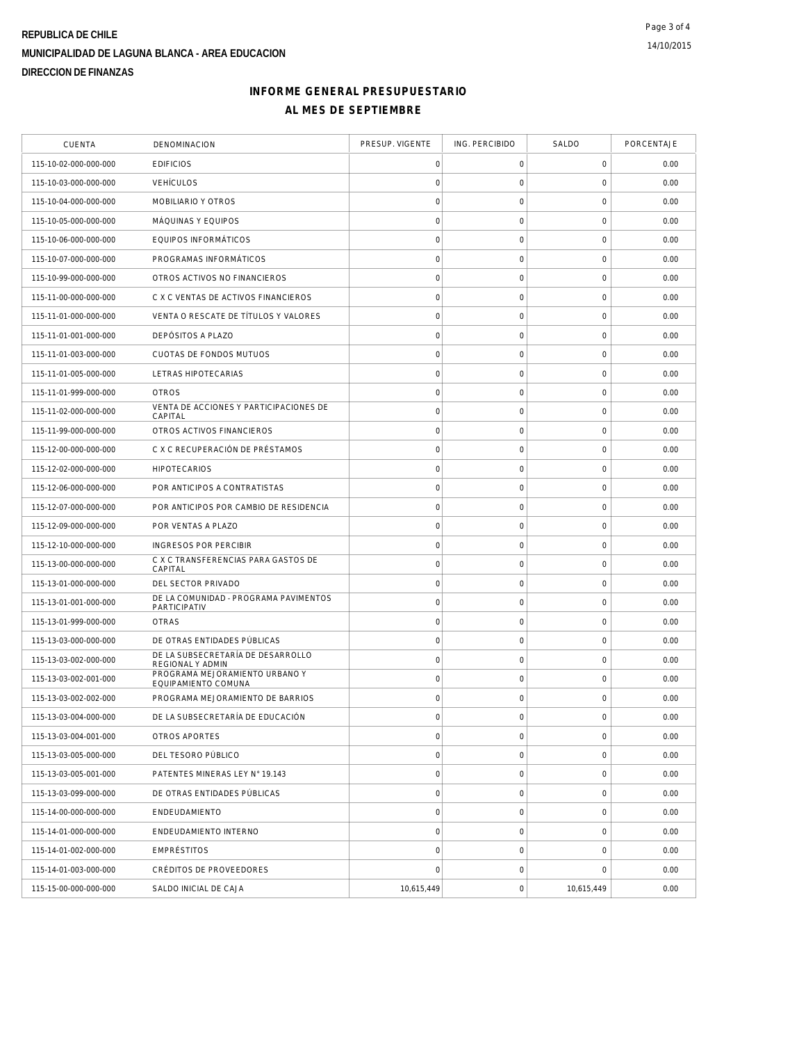REPUBLICA DE CHILE

MUNICIPALIDAD DE LAGUNA BLANCA - AREA EDUCACION

DIRECCION DE FINANZAS

## INFORME GENERAL PRESUPUESTARIO
## AL MES DE SEPTIEMBRE

| CUENTA | DENOMINACION | PRESUP. VIGENTE | ING. PERCIBIDO | SALDO | PORCENTAJE |
|---|---|---|---|---|---|
| 115-10-02-000-000-000 | EDIFICIOS | 0 | 0 | 0 | 0.00 |
| 115-10-03-000-000-000 | VEHÍCULOS | 0 | 0 | 0 | 0.00 |
| 115-10-04-000-000-000 | MOBILIARIO Y OTROS | 0 | 0 | 0 | 0.00 |
| 115-10-05-000-000-000 | MÁQUINAS Y EQUIPOS | 0 | 0 | 0 | 0.00 |
| 115-10-06-000-000-000 | EQUIPOS INFORMÁTICOS | 0 | 0 | 0 | 0.00 |
| 115-10-07-000-000-000 | PROGRAMAS INFORMÁTICOS | 0 | 0 | 0 | 0.00 |
| 115-10-99-000-000-000 | OTROS ACTIVOS NO FINANCIEROS | 0 | 0 | 0 | 0.00 |
| 115-11-00-000-000-000 | C X C VENTAS DE ACTIVOS FINANCIEROS | 0 | 0 | 0 | 0.00 |
| 115-11-01-000-000-000 | VENTA O RESCATE DE TÍTULOS Y VALORES | 0 | 0 | 0 | 0.00 |
| 115-11-01-001-000-000 | DEPÓSITOS A PLAZO | 0 | 0 | 0 | 0.00 |
| 115-11-01-003-000-000 | CUOTAS DE FONDOS MUTUOS | 0 | 0 | 0 | 0.00 |
| 115-11-01-005-000-000 | LETRAS HIPOTECARIAS | 0 | 0 | 0 | 0.00 |
| 115-11-01-999-000-000 | OTROS | 0 | 0 | 0 | 0.00 |
| 115-11-02-000-000-000 | VENTA DE ACCIONES Y PARTICIPACIONES DE CAPITAL | 0 | 0 | 0 | 0.00 |
| 115-11-99-000-000-000 | OTROS ACTIVOS FINANCIEROS | 0 | 0 | 0 | 0.00 |
| 115-12-00-000-000-000 | C X C RECUPERACIÓN DE PRÉSTAMOS | 0 | 0 | 0 | 0.00 |
| 115-12-02-000-000-000 | HIPOTECARIOS | 0 | 0 | 0 | 0.00 |
| 115-12-06-000-000-000 | POR ANTICIPOS A CONTRATISTAS | 0 | 0 | 0 | 0.00 |
| 115-12-07-000-000-000 | POR ANTICIPOS POR CAMBIO DE RESIDENCIA | 0 | 0 | 0 | 0.00 |
| 115-12-09-000-000-000 | POR VENTAS A PLAZO | 0 | 0 | 0 | 0.00 |
| 115-12-10-000-000-000 | INGRESOS POR PERCIBIR | 0 | 0 | 0 | 0.00 |
| 115-13-00-000-000-000 | C X C TRANSFERENCIAS PARA GASTOS DE CAPITAL | 0 | 0 | 0 | 0.00 |
| 115-13-01-000-000-000 | DEL SECTOR PRIVADO | 0 | 0 | 0 | 0.00 |
| 115-13-01-001-000-000 | DE LA COMUNIDAD - PROGRAMA PAVIMENTOS PARTICIPATIV | 0 | 0 | 0 | 0.00 |
| 115-13-01-999-000-000 | OTRAS | 0 | 0 | 0 | 0.00 |
| 115-13-03-000-000-000 | DE OTRAS ENTIDADES PÚBLICAS | 0 | 0 | 0 | 0.00 |
| 115-13-03-002-000-000 | DE LA SUBSECRETARÍA DE DESARROLLO REGIONAL Y ADMIN | 0 | 0 | 0 | 0.00 |
| 115-13-03-002-001-000 | PROGRAMA MEJORAMIENTO URBANO Y EQUIPAMIENTO COMUNA | 0 | 0 | 0 | 0.00 |
| 115-13-03-002-002-000 | PROGRAMA MEJORAMIENTO DE BARRIOS | 0 | 0 | 0 | 0.00 |
| 115-13-03-004-000-000 | DE LA SUBSECRETARÍA DE EDUCACIÓN | 0 | 0 | 0 | 0.00 |
| 115-13-03-004-001-000 | OTROS APORTES | 0 | 0 | 0 | 0.00 |
| 115-13-03-005-000-000 | DEL TESORO PÚBLICO | 0 | 0 | 0 | 0.00 |
| 115-13-03-005-001-000 | PATENTES MINERAS LEY N° 19.143 | 0 | 0 | 0 | 0.00 |
| 115-13-03-099-000-000 | DE OTRAS ENTIDADES PÚBLICAS | 0 | 0 | 0 | 0.00 |
| 115-14-00-000-000-000 | ENDEUDAMIENTO | 0 | 0 | 0 | 0.00 |
| 115-14-01-000-000-000 | ENDEUDAMIENTO INTERNO | 0 | 0 | 0 | 0.00 |
| 115-14-01-002-000-000 | EMPRÉSTITOS | 0 | 0 | 0 | 0.00 |
| 115-14-01-003-000-000 | CRÉDITOS DE PROVEEDORES | 0 | 0 | 0 | 0.00 |
| 115-15-00-000-000-000 | SALDO INICIAL DE CAJA | 10,615,449 | 0 | 10,615,449 | 0.00 |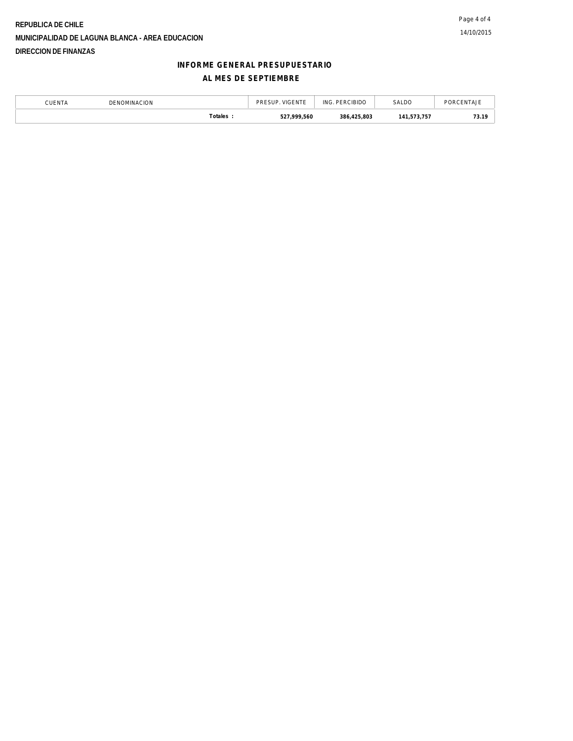**REPUBLICA DE CHILE**

**MUNICIPALIDAD DE LAGUNA BLANCA - AREA EDUCACION**

**DIRECCION DE FINANZAS**

14/10/2015

## INFORME GENERAL PRESUPUESTARIO

## AL MES DE SEPTIEMBRE

| CUENTA | DENOMINACION | PRESUP. VIGENTE | ING. PERCIBIDO | SALDO | PORCENTAJE |
|---|---|---|---|---|---|
| | **Totales :** | **527,999,560** | **386,425,803** | **141,573,757** | **73.19** |